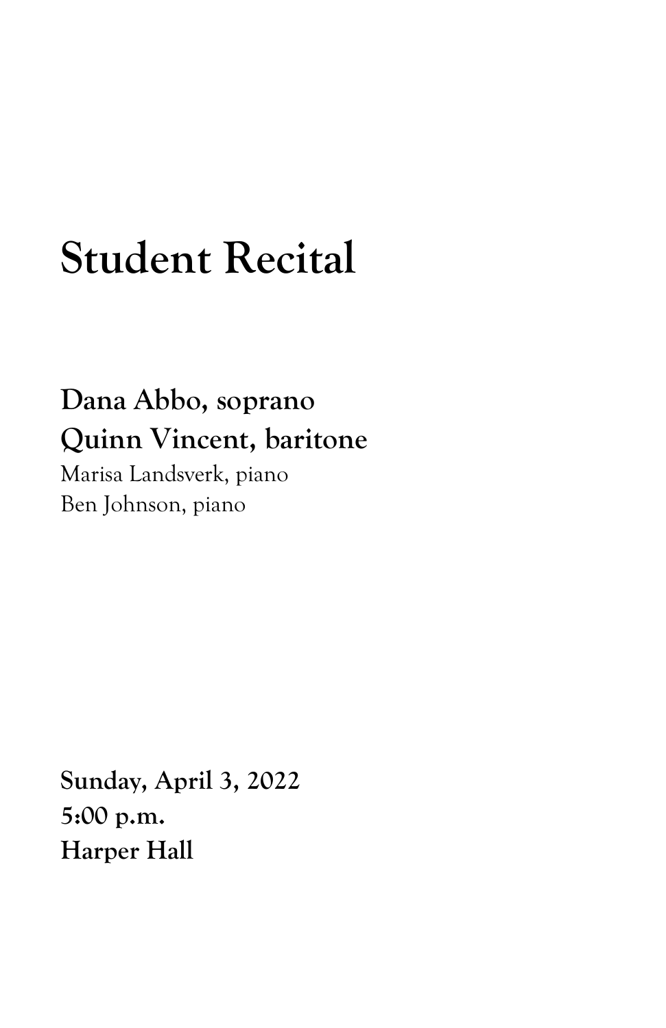# Student Recital

**Dana Abbo, soprano**
**Quinn Vincent, baritone**
Marisa Landsverk, piano
Ben Johnson, piano

**Sunday, April 3, 2022**
**5:00 p.m.**
**Harper Hall**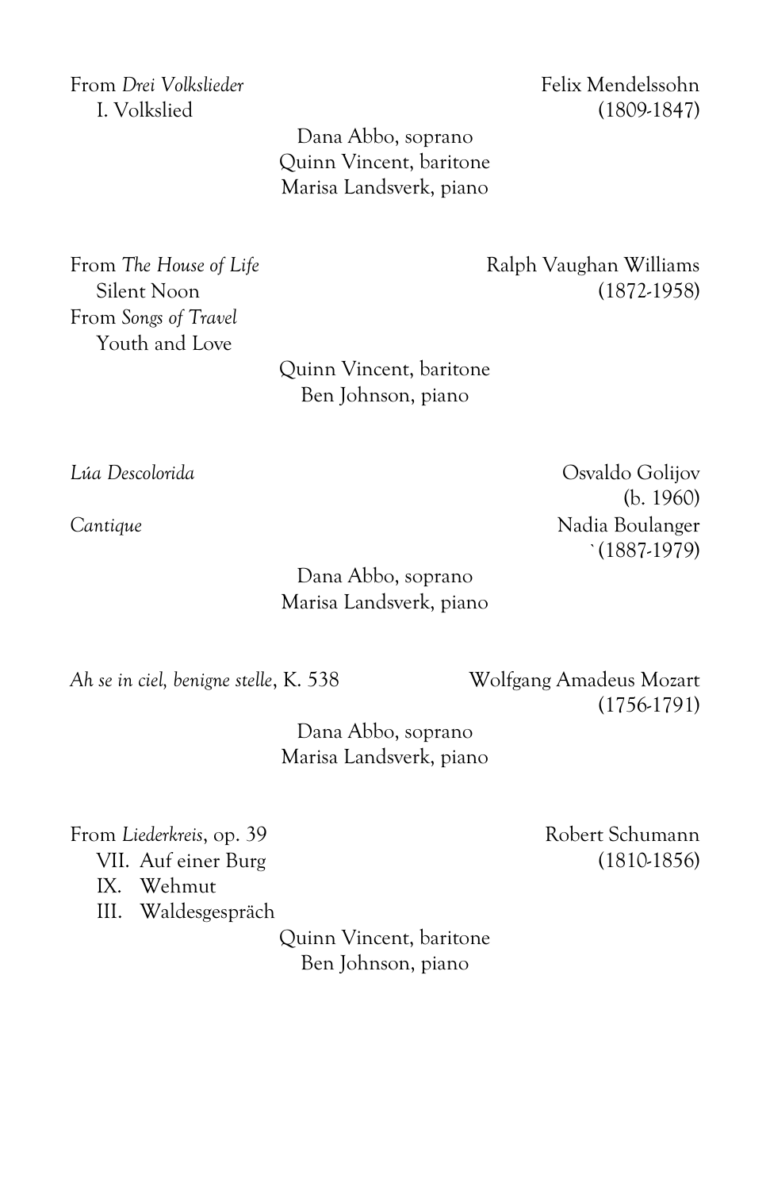From *Drei Volkslieder* — Felix Mendelssohn (1809-1847)
I. Volkslied

Dana Abbo, soprano
Quinn Vincent, baritone
Marisa Landsverk, piano

From *The House of Life* — Ralph Vaughan Williams (1872-1958)
Silent Noon
From *Songs of Travel*
Youth and Love

Quinn Vincent, baritone
Ben Johnson, piano

*Lúa Descolorida* — Osvaldo Golijov (b. 1960)

*Cantique* — Nadia Boulanger ` (1887-1979)

Dana Abbo, soprano
Marisa Landsverk, piano

*Ah se in ciel, benigne stelle*, K. 538 — Wolfgang Amadeus Mozart (1756-1791)

Dana Abbo, soprano
Marisa Landsverk, piano

From *Liederkreis*, op. 39 — Robert Schumann (1810-1856)
VII. Auf einer Burg
IX. Wehmut
III. Waldesgespräch

Quinn Vincent, baritone
Ben Johnson, piano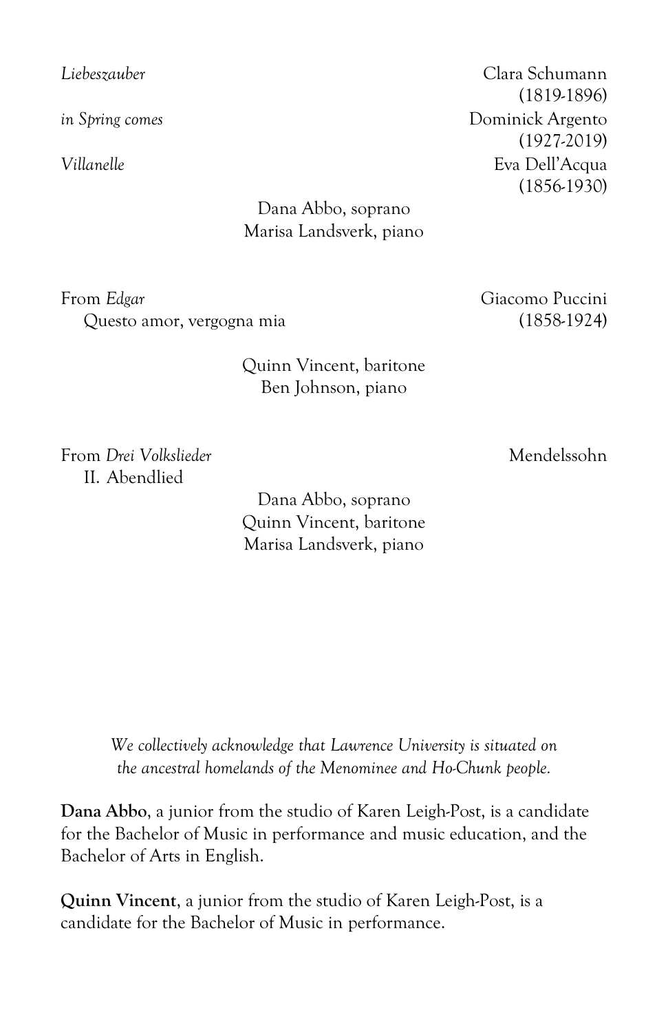*Liebeszauber* Clara Schumann (1819-1896)

*in Spring comes* Dominick Argento (1927-2019)

*Villanelle* Eva Dell'Acqua (1856-1930)

Dana Abbo, soprano
Marisa Landsverk, piano

From *Edgar* Giacomo Puccini (1858-1924)
Questo amor, vergogna mia

Quinn Vincent, baritone
Ben Johnson, piano

From *Drei Volkslieder* Mendelssohn
II. Abendlied

Dana Abbo, soprano
Quinn Vincent, baritone
Marisa Landsverk, piano

*We collectively acknowledge that Lawrence University is situated on the ancestral homelands of the Menominee and Ho-Chunk people.*

**Dana Abbo**, a junior from the studio of Karen Leigh-Post, is a candidate for the Bachelor of Music in performance and music education, and the Bachelor of Arts in English.

**Quinn Vincent**, a junior from the studio of Karen Leigh-Post, is a candidate for the Bachelor of Music in performance.